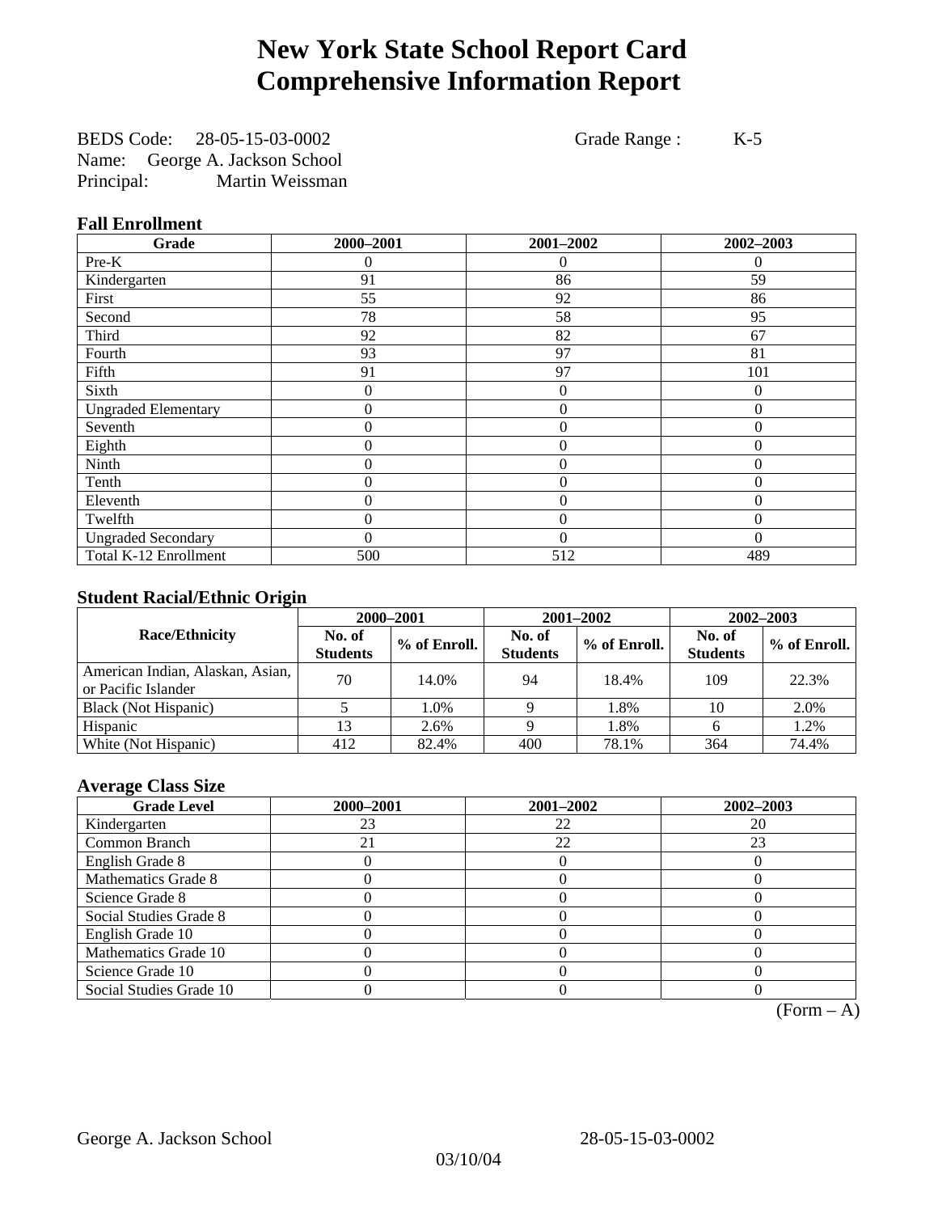# New York State School Report Card
# Comprehensive Information Report

BEDS Code: 28-05-15-03-0002 Grade Range : K-5
Name: George A. Jackson School
Principal: Martin Weissman

### Fall Enrollment

| Grade | 2000–2001 | 2001–2002 | 2002–2003 |
|---|---|---|---|
| Pre-K | 0 | 0 | 0 |
| Kindergarten | 91 | 86 | 59 |
| First | 55 | 92 | 86 |
| Second | 78 | 58 | 95 |
| Third | 92 | 82 | 67 |
| Fourth | 93 | 97 | 81 |
| Fifth | 91 | 97 | 101 |
| Sixth | 0 | 0 | 0 |
| Ungraded Elementary | 0 | 0 | 0 |
| Seventh | 0 | 0 | 0 |
| Eighth | 0 | 0 | 0 |
| Ninth | 0 | 0 | 0 |
| Tenth | 0 | 0 | 0 |
| Eleventh | 0 | 0 | 0 |
| Twelfth | 0 | 0 | 0 |
| Ungraded Secondary | 0 | 0 | 0 |
| Total K-12 Enrollment | 500 | 512 | 489 |

### Student Racial/Ethnic Origin

| Race/Ethnicity | 2000–2001 | | 2001–2002 | | 2002–2003 | |
|---|---|---|---|---|---|---|
| | No. of Students | % of Enroll. | No. of Students | % of Enroll. | No. of Students | % of Enroll. |
| American Indian, Alaskan, Asian, or Pacific Islander | 70 | 14.0% | 94 | 18.4% | 109 | 22.3% |
| Black (Not Hispanic) | 5 | 1.0% | 9 | 1.8% | 10 | 2.0% |
| Hispanic | 13 | 2.6% | 9 | 1.8% | 6 | 1.2% |
| White (Not Hispanic) | 412 | 82.4% | 400 | 78.1% | 364 | 74.4% |

### Average Class Size

| Grade Level | 2000–2001 | 2001–2002 | 2002–2003 |
|---|---|---|---|
| Kindergarten | 23 | 22 | 20 |
| Common Branch | 21 | 22 | 23 |
| English Grade 8 | 0 | 0 | 0 |
| Mathematics Grade 8 | 0 | 0 | 0 |
| Science Grade 8 | 0 | 0 | 0 |
| Social Studies Grade 8 | 0 | 0 | 0 |
| English Grade 10 | 0 | 0 | 0 |
| Mathematics Grade 10 | 0 | 0 | 0 |
| Science Grade 10 | 0 | 0 | 0 |
| Social Studies Grade 10 | 0 | 0 | 0 |

(Form – A)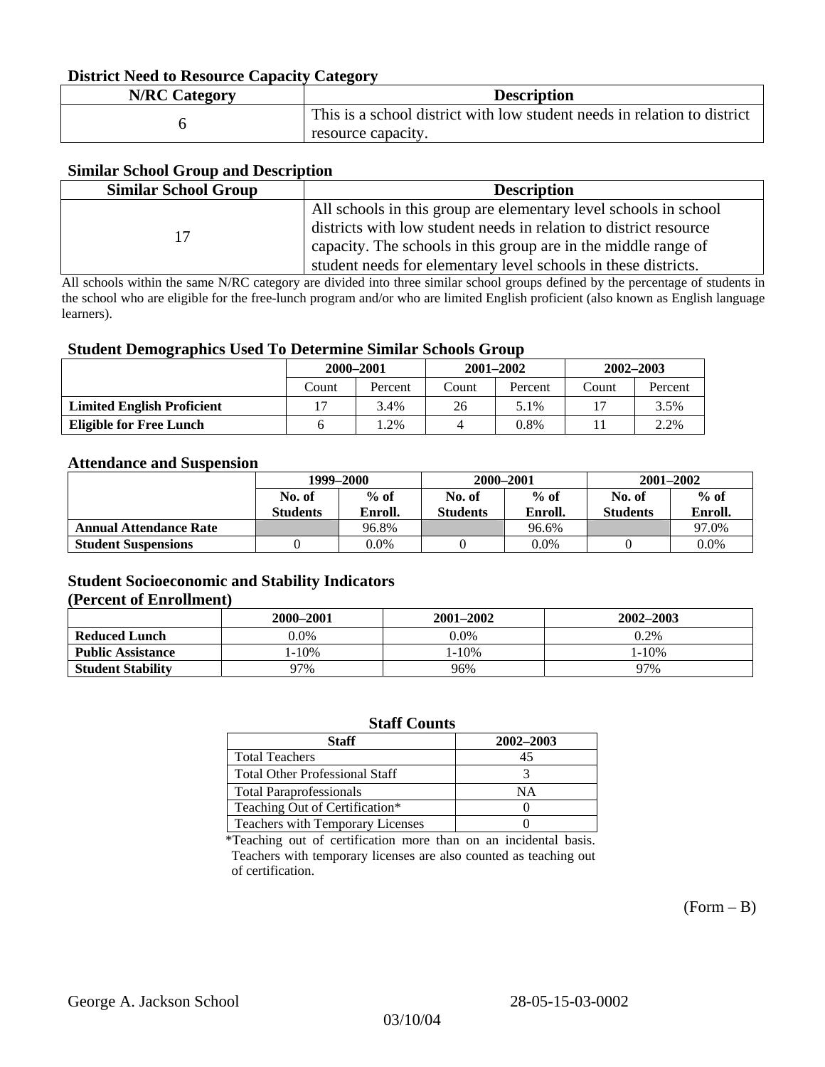### District Need to Resource Capacity Category

| N/RC Category | Description |
|---|---|
| 6 | This is a school district with low student needs in relation to district resource capacity. |

### Similar School Group and Description

| Similar School Group | Description |
|---|---|
| 17 | All schools in this group are elementary level schools in school districts with low student needs in relation to district resource capacity. The schools in this group are in the middle range of student needs for elementary level schools in these districts. |

All schools within the same N/RC category are divided into three similar school groups defined by the percentage of students in the school who are eligible for the free-lunch program and/or who are limited English proficient (also known as English language learners).

### Student Demographics Used To Determine Similar Schools Group

| | 2000–2001 | | 2001–2002 | | 2002–2003 | |
|---|---|---|---|---|---|---|
| | Count | Percent | Count | Percent | Count | Percent |
| **Limited English Proficient** | 17 | 3.4% | 26 | 5.1% | 17 | 3.5% |
| **Eligible for Free Lunch** | 6 | 1.2% | 4 | 0.8% | 11 | 2.2% |

### Attendance and Suspension

| | 1999–2000 | | 2000–2001 | | 2001–2002 | |
|---|---|---|---|---|---|---|
| | No. of Students | % of Enroll. | No. of Students | % of Enroll. | No. of Students | % of Enroll. |
| **Annual Attendance Rate** | | 96.8% | | 96.6% | | 97.0% |
| **Student Suspensions** | 0 | 0.0% | 0 | 0.0% | 0 | 0.0% |

### Student Socioeconomic and Stability Indicators (Percent of Enrollment)

| | 2000–2001 | 2001–2002 | 2002–2003 |
|---|---|---|---|
| **Reduced Lunch** | 0.0% | 0.0% | 0.2% |
| **Public Assistance** | 1-10% | 1-10% | 1-10% |
| **Student Stability** | 97% | 96% | 97% |

### Staff Counts

| Staff | 2002–2003 |
|---|---|
| Total Teachers | 45 |
| Total Other Professional Staff | 3 |
| Total Paraprofessionals | NA |
| Teaching Out of Certification* | 0 |
| Teachers with Temporary Licenses | 0 |

*Teaching out of certification more than on an incidental basis. Teachers with temporary licenses are also counted as teaching out of certification.

(Form – B)

George A. Jackson School 28-05-15-03-0002

03/10/04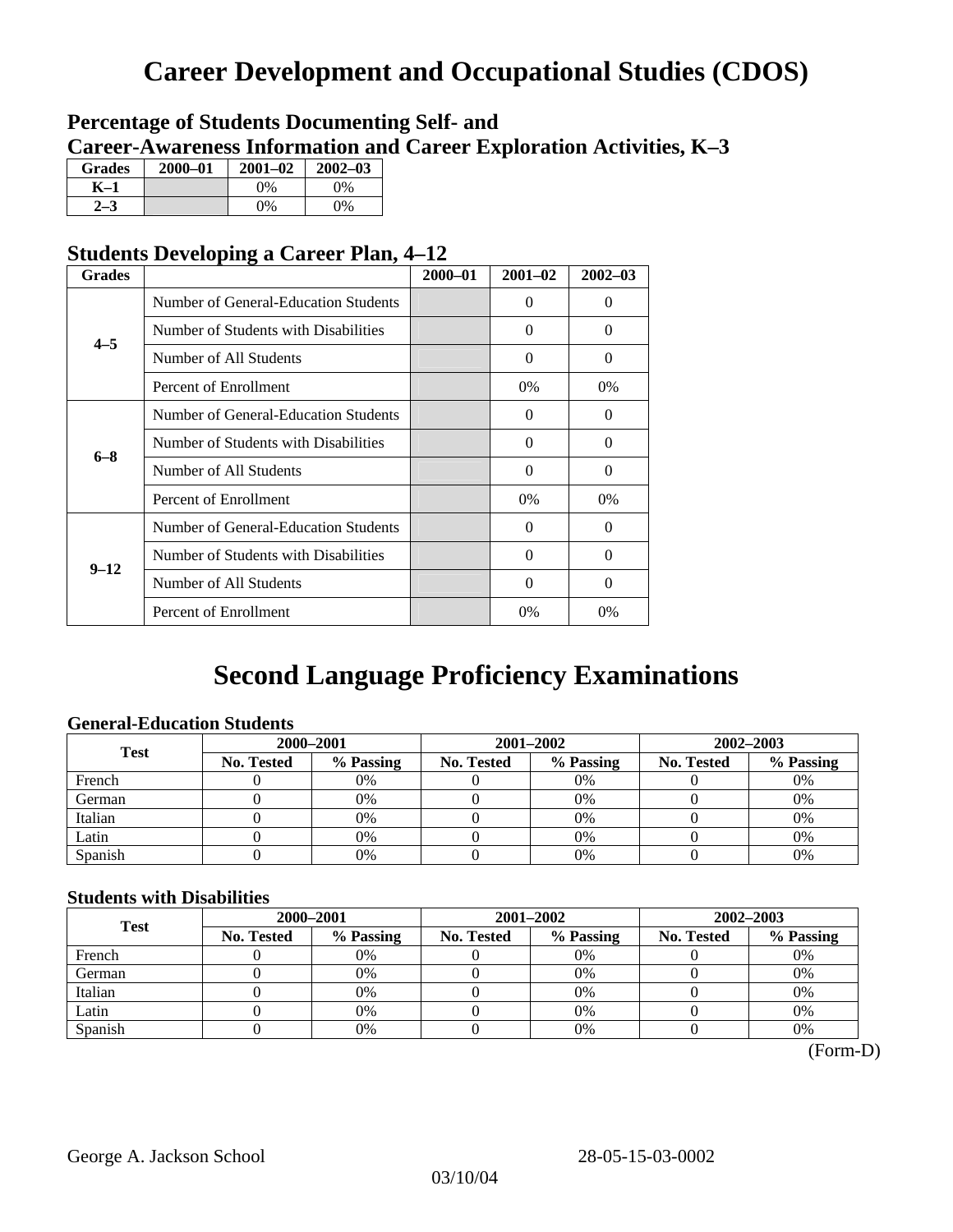# Career Development and Occupational Studies (CDOS)

## Percentage of Students Documenting Self- and Career-Awareness Information and Career Exploration Activities, K–3

| Grades | 2000–01 | 2001–02 | 2002–03 |
|---|---|---|---|
| K–1 | | 0% | 0% |
| 2–3 | | 0% | 0% |

## Students Developing a Career Plan, 4–12

| Grades | | 2000–01 | 2001–02 | 2002–03 |
|---|---|---|---|---|
| 4–5 | Number of General-Education Students | | 0 | 0 |
| | Number of Students with Disabilities | | 0 | 0 |
| | Number of All Students | | 0 | 0 |
| | Percent of Enrollment | | 0% | 0% |
| 6–8 | Number of General-Education Students | | 0 | 0 |
| | Number of Students with Disabilities | | 0 | 0 |
| | Number of All Students | | 0 | 0 |
| | Percent of Enrollment | | 0% | 0% |
| 9–12 | Number of General-Education Students | | 0 | 0 |
| | Number of Students with Disabilities | | 0 | 0 |
| | Number of All Students | | 0 | 0 |
| | Percent of Enrollment | | 0% | 0% |

# Second Language Proficiency Examinations

### General-Education Students

| Test | 2000–2001 | | 2001–2002 | | 2002–2003 | |
|---|---|---|---|---|---|---|
| | No. Tested | % Passing | No. Tested | % Passing | No. Tested | % Passing |
| French | 0 | 0% | 0 | 0% | 0 | 0% |
| German | 0 | 0% | 0 | 0% | 0 | 0% |
| Italian | 0 | 0% | 0 | 0% | 0 | 0% |
| Latin | 0 | 0% | 0 | 0% | 0 | 0% |
| Spanish | 0 | 0% | 0 | 0% | 0 | 0% |

### Students with Disabilities

| Test | 2000–2001 | | 2001–2002 | | 2002–2003 | |
|---|---|---|---|---|---|---|
| | No. Tested | % Passing | No. Tested | % Passing | No. Tested | % Passing |
| French | 0 | 0% | 0 | 0% | 0 | 0% |
| German | 0 | 0% | 0 | 0% | 0 | 0% |
| Italian | 0 | 0% | 0 | 0% | 0 | 0% |
| Latin | 0 | 0% | 0 | 0% | 0 | 0% |
| Spanish | 0 | 0% | 0 | 0% | 0 | 0% |

(Form-D)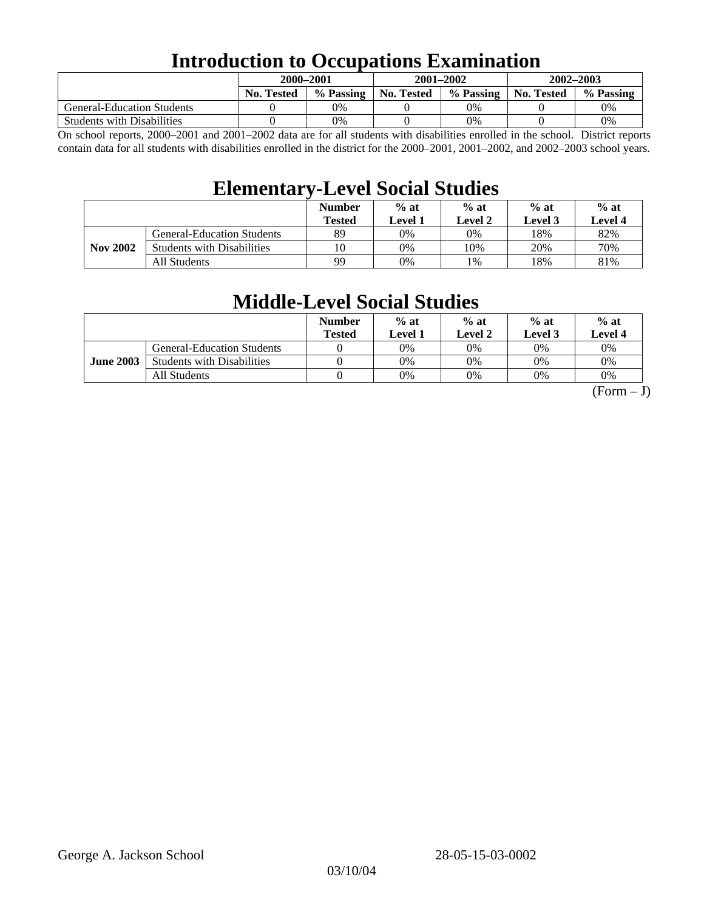# Introduction to Occupations Examination

| | 2000–2001 | | 2001–2002 | | 2002–2003 | |
|---|---|---|---|---|---|---|
| | No. Tested | % Passing | No. Tested | % Passing | No. Tested | % Passing |
| General-Education Students | 0 | 0% | 0 | 0% | 0 | 0% |
| Students with Disabilities | 0 | 0% | 0 | 0% | 0 | 0% |

On school reports, 2000–2001 and 2001–2002 data are for all students with disabilities enrolled in the school. District reports contain data for all students with disabilities enrolled in the district for the 2000–2001, 2001–2002, and 2002–2003 school years.

# Elementary-Level Social Studies

| | | Number Tested | % at Level 1 | % at Level 2 | % at Level 3 | % at Level 4 |
|---|---|---|---|---|---|---|
| **Nov 2002** | General-Education Students | 89 | 0% | 0% | 18% | 82% |
| | Students with Disabilities | 10 | 0% | 10% | 20% | 70% |
| | All Students | 99 | 0% | 1% | 18% | 81% |

# Middle-Level Social Studies

| | | Number Tested | % at Level 1 | % at Level 2 | % at Level 3 | % at Level 4 |
|---|---|---|---|---|---|---|
| **June 2003** | General-Education Students | 0 | 0% | 0% | 0% | 0% |
| | Students with Disabilities | 0 | 0% | 0% | 0% | 0% |
| | All Students | 0 | 0% | 0% | 0% | 0% |

(Form – J)